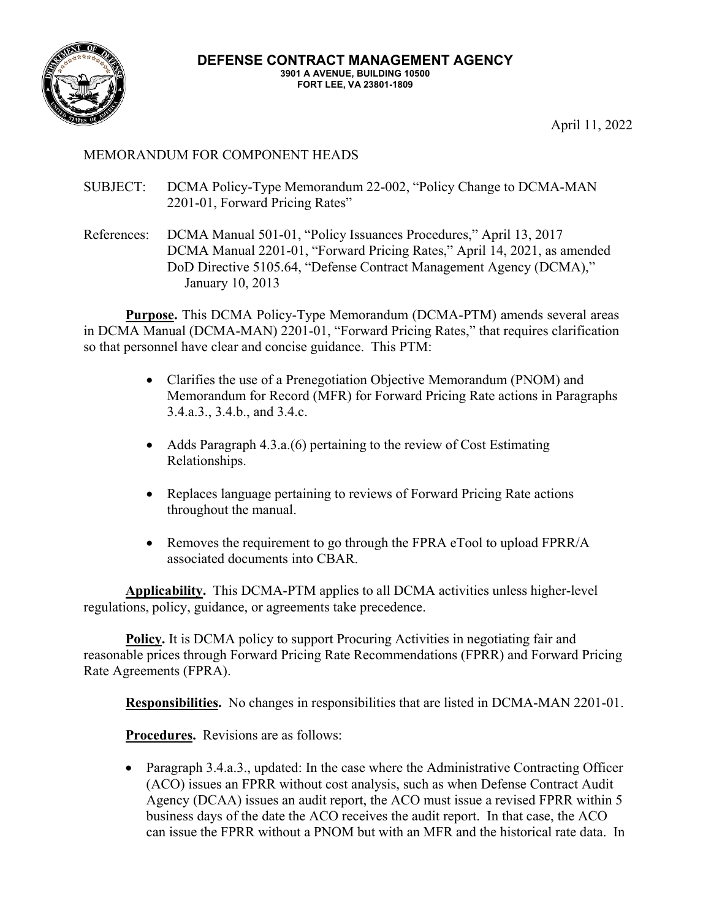**DEFENSE CONTRACT MANAGEMENT AGENCY**
**3901 A AVENUE, BUILDING 10500**
**FORT LEE, VA 23801-1809**

April 11, 2022

MEMORANDUM FOR COMPONENT HEADS

SUBJECT: DCMA Policy-Type Memorandum 22-002, "Policy Change to DCMA-MAN 2201-01, Forward Pricing Rates"

References: DCMA Manual 501-01, "Policy Issuances Procedures," April 13, 2017
DCMA Manual 2201-01, "Forward Pricing Rates," April 14, 2021, as amended
DoD Directive 5105.64, "Defense Contract Management Agency (DCMA)," January 10, 2013

**Purpose.** This DCMA Policy-Type Memorandum (DCMA-PTM) amends several areas in DCMA Manual (DCMA-MAN) 2201-01, "Forward Pricing Rates," that requires clarification so that personnel have clear and concise guidance. This PTM:

- Clarifies the use of a Prenegotiation Objective Memorandum (PNOM) and Memorandum for Record (MFR) for Forward Pricing Rate actions in Paragraphs 3.4.a.3., 3.4.b., and 3.4.c.
- Adds Paragraph 4.3.a.(6) pertaining to the review of Cost Estimating Relationships.
- Replaces language pertaining to reviews of Forward Pricing Rate actions throughout the manual.
- Removes the requirement to go through the FPRA eTool to upload FPRR/A associated documents into CBAR.

**Applicability.** This DCMA-PTM applies to all DCMA activities unless higher-level regulations, policy, guidance, or agreements take precedence.

**Policy.** It is DCMA policy to support Procuring Activities in negotiating fair and reasonable prices through Forward Pricing Rate Recommendations (FPRR) and Forward Pricing Rate Agreements (FPRA).

**Responsibilities.** No changes in responsibilities that are listed in DCMA-MAN 2201-01.

**Procedures.** Revisions are as follows:

- Paragraph 3.4.a.3., updated: In the case where the Administrative Contracting Officer (ACO) issues an FPRR without cost analysis, such as when Defense Contract Audit Agency (DCAA) issues an audit report, the ACO must issue a revised FPRR within 5 business days of the date the ACO receives the audit report. In that case, the ACO can issue the FPRR without a PNOM but with an MFR and the historical rate data. In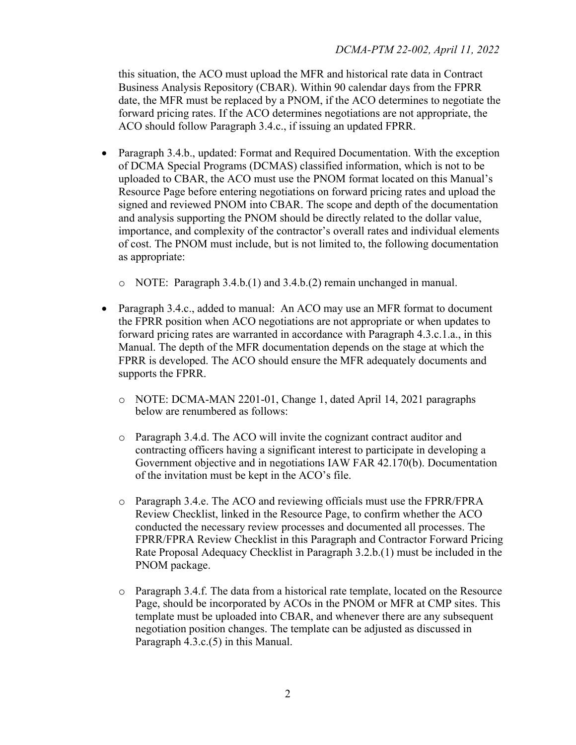this situation, the ACO must upload the MFR and historical rate data in Contract Business Analysis Repository (CBAR). Within 90 calendar days from the FPRR date, the MFR must be replaced by a PNOM, if the ACO determines to negotiate the forward pricing rates. If the ACO determines negotiations are not appropriate, the ACO should follow Paragraph 3.4.c., if issuing an updated FPRR.

- Paragraph 3.4.b., updated: Format and Required Documentation. With the exception of DCMA Special Programs (DCMAS) classified information, which is not to be uploaded to CBAR, the ACO must use the PNOM format located on this Manual's Resource Page before entering negotiations on forward pricing rates and upload the signed and reviewed PNOM into CBAR. The scope and depth of the documentation and analysis supporting the PNOM should be directly related to the dollar value, importance, and complexity of the contractor's overall rates and individual elements of cost. The PNOM must include, but is not limited to, the following documentation as appropriate:
    - NOTE: Paragraph 3.4.b.(1) and 3.4.b.(2) remain unchanged in manual.
- Paragraph 3.4.c., added to manual: An ACO may use an MFR format to document the FPRR position when ACO negotiations are not appropriate or when updates to forward pricing rates are warranted in accordance with Paragraph 4.3.c.1.a., in this Manual. The depth of the MFR documentation depends on the stage at which the FPRR is developed. The ACO should ensure the MFR adequately documents and supports the FPRR.
    - NOTE: DCMA-MAN 2201-01, Change 1, dated April 14, 2021 paragraphs below are renumbered as follows:
    - Paragraph 3.4.d. The ACO will invite the cognizant contract auditor and contracting officers having a significant interest to participate in developing a Government objective and in negotiations IAW FAR 42.170(b). Documentation of the invitation must be kept in the ACO's file.
    - Paragraph 3.4.e. The ACO and reviewing officials must use the FPRR/FPRA Review Checklist, linked in the Resource Page, to confirm whether the ACO conducted the necessary review processes and documented all processes. The FPRR/FPRA Review Checklist in this Paragraph and Contractor Forward Pricing Rate Proposal Adequacy Checklist in Paragraph 3.2.b.(1) must be included in the PNOM package.
    - Paragraph 3.4.f. The data from a historical rate template, located on the Resource Page, should be incorporated by ACOs in the PNOM or MFR at CMP sites. This template must be uploaded into CBAR, and whenever there are any subsequent negotiation position changes. The template can be adjusted as discussed in Paragraph 4.3.c.(5) in this Manual.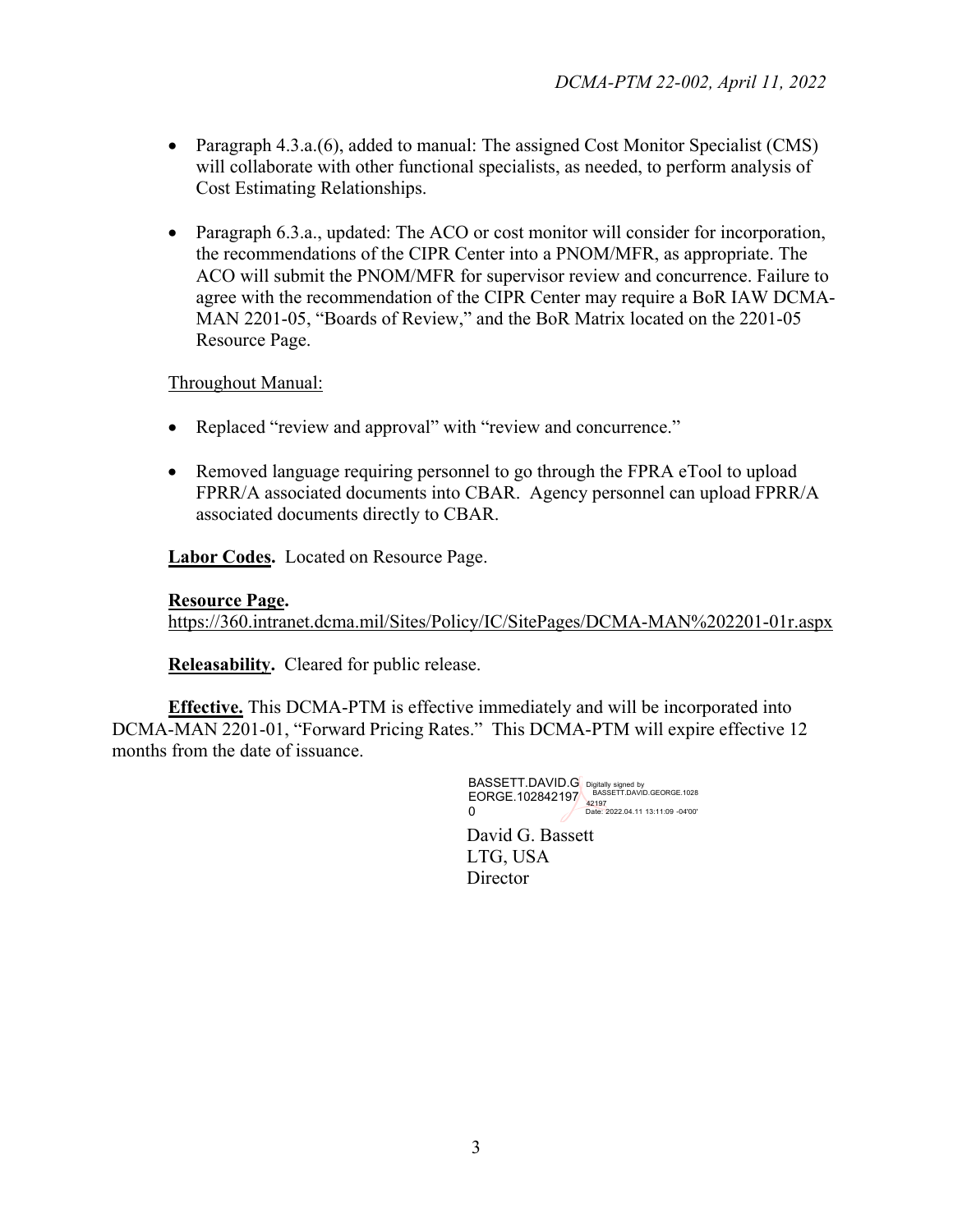- Paragraph 4.3.a.(6), added to manual: The assigned Cost Monitor Specialist (CMS) will collaborate with other functional specialists, as needed, to perform analysis of Cost Estimating Relationships.

- Paragraph 6.3.a., updated: The ACO or cost monitor will consider for incorporation, the recommendations of the CIPR Center into a PNOM/MFR, as appropriate. The ACO will submit the PNOM/MFR for supervisor review and concurrence. Failure to agree with the recommendation of the CIPR Center may require a BoR IAW DCMA-MAN 2201-05, "Boards of Review," and the BoR Matrix located on the 2201-05 Resource Page.

Throughout Manual:

- Replaced "review and approval" with "review and concurrence."

- Removed language requiring personnel to go through the FPRA eTool to upload FPRR/A associated documents into CBAR. Agency personnel can upload FPRR/A associated documents directly to CBAR.

**Labor Codes.** Located on Resource Page.

**Resource Page.**
https://360.intranet.dcma.mil/Sites/Policy/IC/SitePages/DCMA-MAN%202201-01r.aspx

**Releasability.** Cleared for public release.

**Effective.** This DCMA-PTM is effective immediately and will be incorporated into DCMA-MAN 2201-01, "Forward Pricing Rates." This DCMA-PTM will expire effective 12 months from the date of issuance.

BASSETT.DAVID.GEORGE.1028421970
Digitally signed by BASSETT.DAVID.GEORGE.1028421970
Date: 2022.04.11 13:11:09 -04'00'

David G. Bassett
LTG, USA
Director